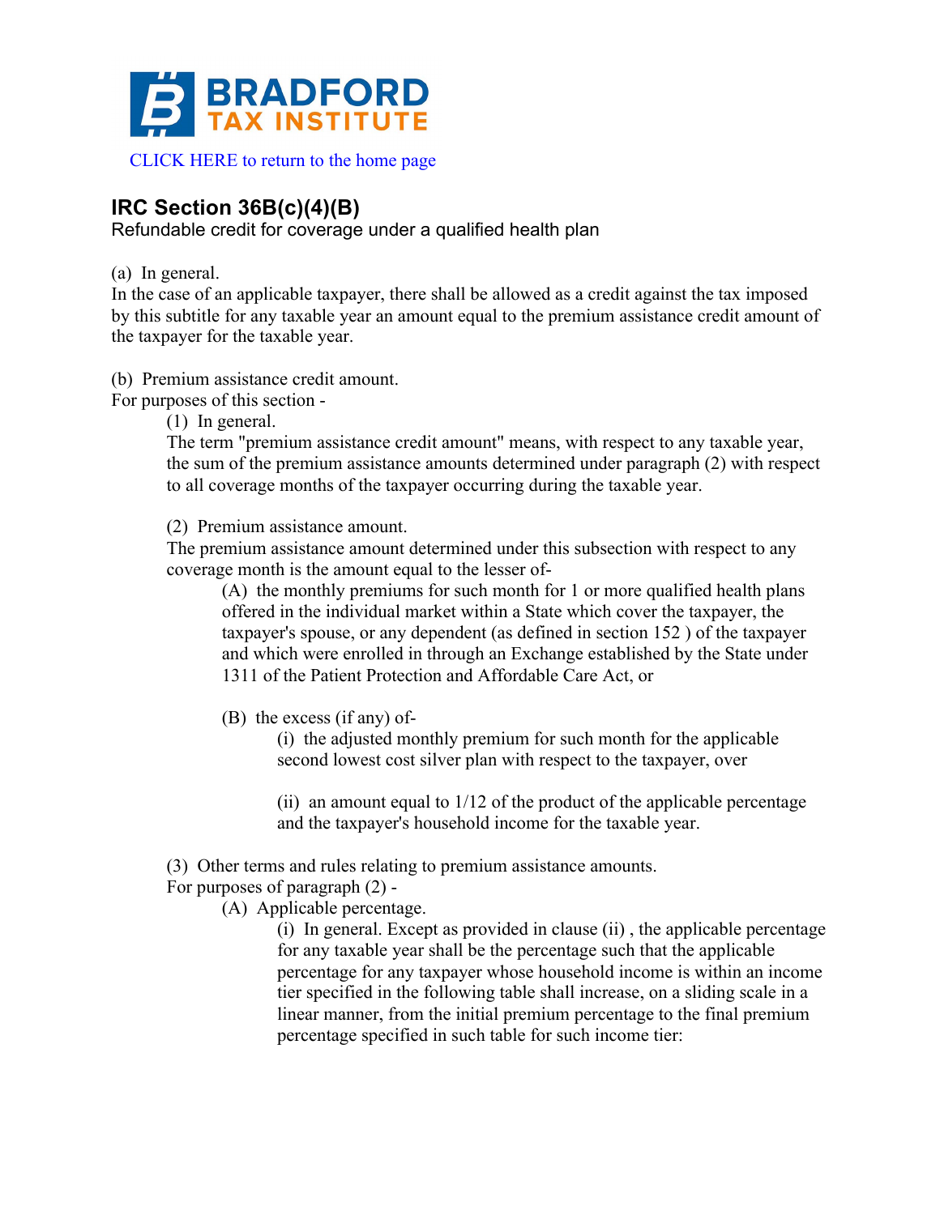BRADFORD TAX INSTITUTE

CLICK HERE to return to the home page

## IRC Section 36B(c)(4)(B)

Refundable credit for coverage under a qualified health plan

(a) In general.

In the case of an applicable taxpayer, there shall be allowed as a credit against the tax imposed by this subtitle for any taxable year an amount equal to the premium assistance credit amount of the taxpayer for the taxable year.

(b) Premium assistance credit amount.

For purposes of this section -

(1) In general.

The term "premium assistance credit amount" means, with respect to any taxable year, the sum of the premium assistance amounts determined under paragraph (2) with respect to all coverage months of the taxpayer occurring during the taxable year.

(2) Premium assistance amount.

The premium assistance amount determined under this subsection with respect to any coverage month is the amount equal to the lesser of-

(A) the monthly premiums for such month for 1 or more qualified health plans offered in the individual market within a State which cover the taxpayer, the taxpayer's spouse, or any dependent (as defined in section 152 ) of the taxpayer and which were enrolled in through an Exchange established by the State under 1311 of the Patient Protection and Affordable Care Act, or

(B) the excess (if any) of-

(i) the adjusted monthly premium for such month for the applicable second lowest cost silver plan with respect to the taxpayer, over

(ii) an amount equal to 1/12 of the product of the applicable percentage and the taxpayer's household income for the taxable year.

(3) Other terms and rules relating to premium assistance amounts.

For purposes of paragraph (2) -

(A) Applicable percentage.

(i) In general. Except as provided in clause (ii) , the applicable percentage for any taxable year shall be the percentage such that the applicable percentage for any taxpayer whose household income is within an income tier specified in the following table shall increase, on a sliding scale in a linear manner, from the initial premium percentage to the final premium percentage specified in such table for such income tier: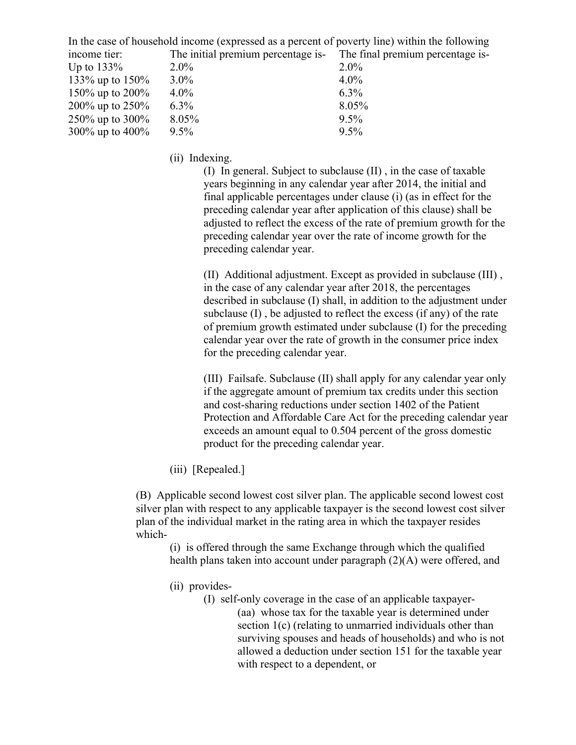In the case of household income (expressed as a percent of poverty line) within the following

| income tier: | The initial premium percentage is- | The final premium percentage is- |
|---|---|---|
| Up to 133% | 2.0% | 2.0% |
| 133% up to 150% | 3.0% | 4.0% |
| 150% up to 200% | 4.0% | 6.3% |
| 200% up to 250% | 6.3% | 8.05% |
| 250% up to 300% | 8.05% | 9.5% |
| 300% up to 400% | 9.5% | 9.5% |

(ii) Indexing.

(I) In general. Subject to subclause (II) , in the case of taxable years beginning in any calendar year after 2014, the initial and final applicable percentages under clause (i) (as in effect for the preceding calendar year after application of this clause) shall be adjusted to reflect the excess of the rate of premium growth for the preceding calendar year over the rate of income growth for the preceding calendar year.

(II) Additional adjustment. Except as provided in subclause (III) , in the case of any calendar year after 2018, the percentages described in subclause (I) shall, in addition to the adjustment under subclause (I) , be adjusted to reflect the excess (if any) of the rate of premium growth estimated under subclause (I) for the preceding calendar year over the rate of growth in the consumer price index for the preceding calendar year.

(III) Failsafe. Subclause (II) shall apply for any calendar year only if the aggregate amount of premium tax credits under this section and cost-sharing reductions under section 1402 of the Patient Protection and Affordable Care Act for the preceding calendar year exceeds an amount equal to 0.504 percent of the gross domestic product for the preceding calendar year.

(iii) [Repealed.]

(B) Applicable second lowest cost silver plan. The applicable second lowest cost silver plan with respect to any applicable taxpayer is the second lowest cost silver plan of the individual market in the rating area in which the taxpayer resides which-

(i) is offered through the same Exchange through which the qualified health plans taken into account under paragraph (2)(A) were offered, and

(ii) provides-

(I) self-only coverage in the case of an applicable taxpayer-

(aa) whose tax for the taxable year is determined under section 1(c) (relating to unmarried individuals other than surviving spouses and heads of households) and who is not allowed a deduction under section 151 for the taxable year with respect to a dependent, or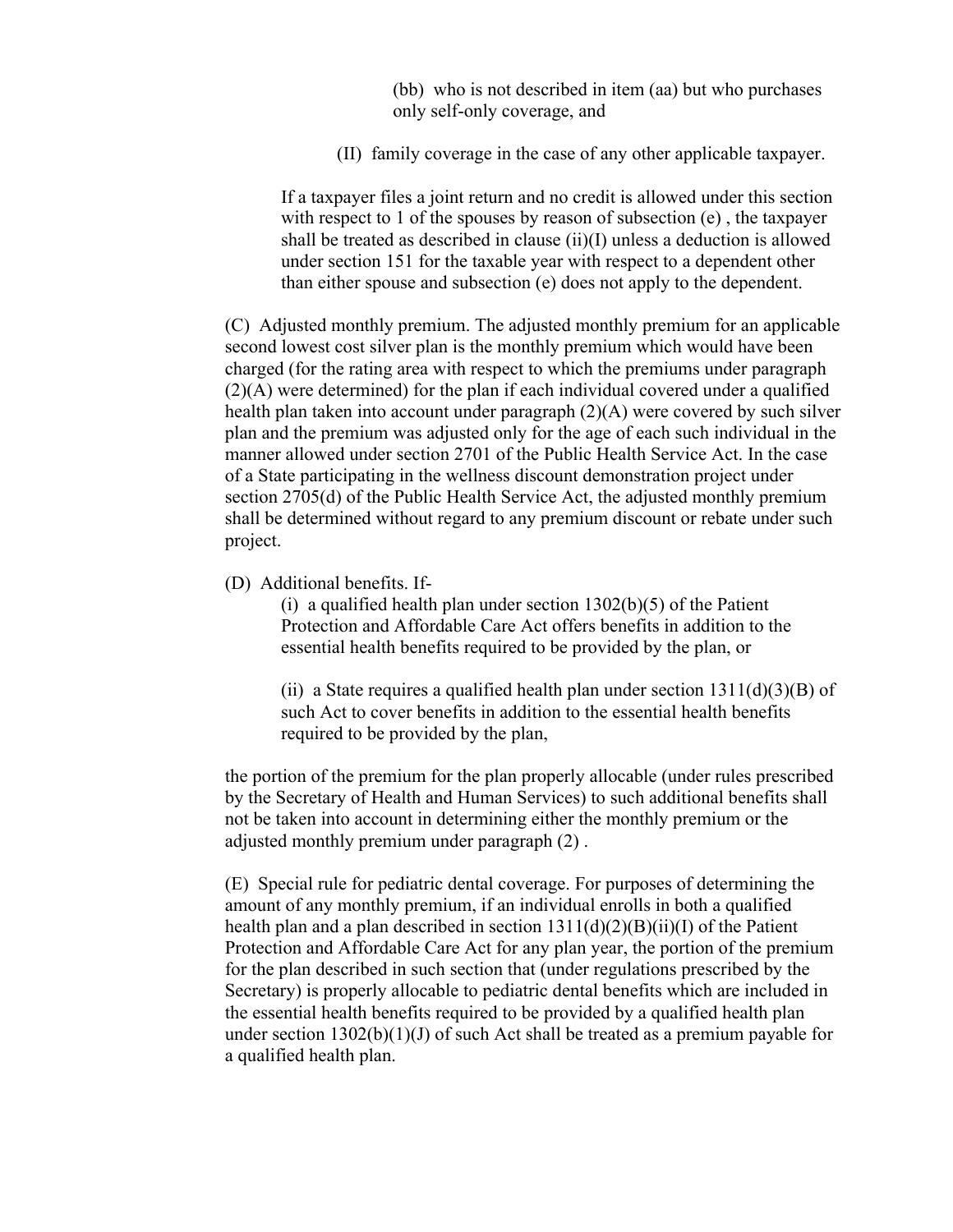(bb) who is not described in item (aa) but who purchases only self-only coverage, and

(II) family coverage in the case of any other applicable taxpayer.

If a taxpayer files a joint return and no credit is allowed under this section with respect to 1 of the spouses by reason of subsection (e) , the taxpayer shall be treated as described in clause (ii)(I) unless a deduction is allowed under section 151 for the taxable year with respect to a dependent other than either spouse and subsection (e) does not apply to the dependent.

(C) Adjusted monthly premium. The adjusted monthly premium for an applicable second lowest cost silver plan is the monthly premium which would have been charged (for the rating area with respect to which the premiums under paragraph (2)(A) were determined) for the plan if each individual covered under a qualified health plan taken into account under paragraph (2)(A) were covered by such silver plan and the premium was adjusted only for the age of each such individual in the manner allowed under section 2701 of the Public Health Service Act. In the case of a State participating in the wellness discount demonstration project under section 2705(d) of the Public Health Service Act, the adjusted monthly premium shall be determined without regard to any premium discount or rebate under such project.

(D) Additional benefits. If-

(i) a qualified health plan under section 1302(b)(5) of the Patient Protection and Affordable Care Act offers benefits in addition to the essential health benefits required to be provided by the plan, or

(ii) a State requires a qualified health plan under section 1311(d)(3)(B) of such Act to cover benefits in addition to the essential health benefits required to be provided by the plan,

the portion of the premium for the plan properly allocable (under rules prescribed by the Secretary of Health and Human Services) to such additional benefits shall not be taken into account in determining either the monthly premium or the adjusted monthly premium under paragraph (2) .

(E) Special rule for pediatric dental coverage. For purposes of determining the amount of any monthly premium, if an individual enrolls in both a qualified health plan and a plan described in section 1311(d)(2)(B)(ii)(I) of the Patient Protection and Affordable Care Act for any plan year, the portion of the premium for the plan described in such section that (under regulations prescribed by the Secretary) is properly allocable to pediatric dental benefits which are included in the essential health benefits required to be provided by a qualified health plan under section 1302(b)(1)(J) of such Act shall be treated as a premium payable for a qualified health plan.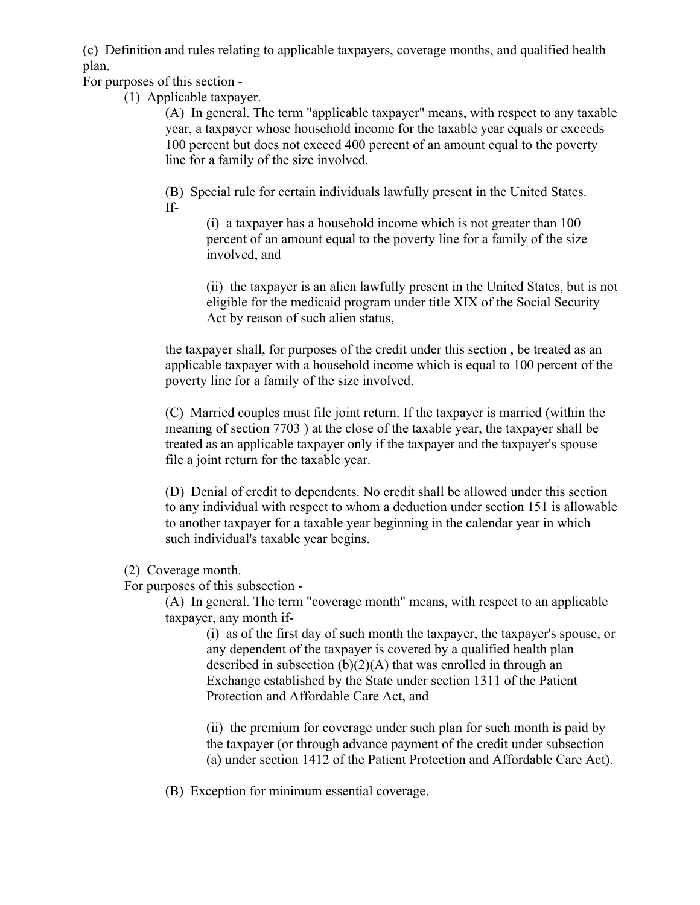(c) Definition and rules relating to applicable taxpayers, coverage months, and qualified health plan.

For purposes of this section -

(1) Applicable taxpayer.

(A) In general. The term "applicable taxpayer" means, with respect to any taxable year, a taxpayer whose household income for the taxable year equals or exceeds 100 percent but does not exceed 400 percent of an amount equal to the poverty line for a family of the size involved.

(B) Special rule for certain individuals lawfully present in the United States. If-

(i) a taxpayer has a household income which is not greater than 100 percent of an amount equal to the poverty line for a family of the size involved, and

(ii) the taxpayer is an alien lawfully present in the United States, but is not eligible for the medicaid program under title XIX of the Social Security Act by reason of such alien status,

the taxpayer shall, for purposes of the credit under this section , be treated as an applicable taxpayer with a household income which is equal to 100 percent of the poverty line for a family of the size involved.

(C) Married couples must file joint return. If the taxpayer is married (within the meaning of section 7703 ) at the close of the taxable year, the taxpayer shall be treated as an applicable taxpayer only if the taxpayer and the taxpayer's spouse file a joint return for the taxable year.

(D) Denial of credit to dependents. No credit shall be allowed under this section to any individual with respect to whom a deduction under section 151 is allowable to another taxpayer for a taxable year beginning in the calendar year in which such individual's taxable year begins.

(2) Coverage month.

For purposes of this subsection -

(A) In general. The term "coverage month" means, with respect to an applicable taxpayer, any month if-

(i) as of the first day of such month the taxpayer, the taxpayer's spouse, or any dependent of the taxpayer is covered by a qualified health plan described in subsection (b)(2)(A) that was enrolled in through an Exchange established by the State under section 1311 of the Patient Protection and Affordable Care Act, and

(ii) the premium for coverage under such plan for such month is paid by the taxpayer (or through advance payment of the credit under subsection (a) under section 1412 of the Patient Protection and Affordable Care Act).

(B) Exception for minimum essential coverage.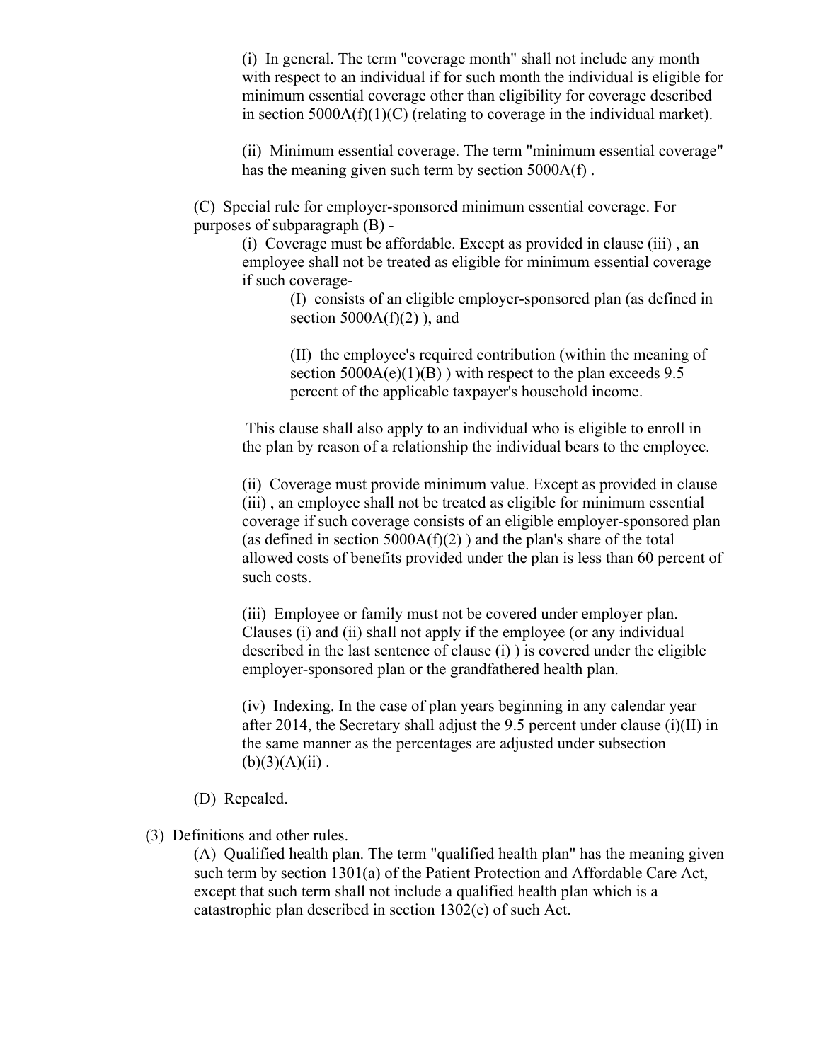(i) In general. The term "coverage month" shall not include any month with respect to an individual if for such month the individual is eligible for minimum essential coverage other than eligibility for coverage described in section 5000A(f)(1)(C) (relating to coverage in the individual market).

(ii) Minimum essential coverage. The term "minimum essential coverage" has the meaning given such term by section 5000A(f) .

(C) Special rule for employer-sponsored minimum essential coverage. For purposes of subparagraph (B) -

(i) Coverage must be affordable. Except as provided in clause (iii) , an employee shall not be treated as eligible for minimum essential coverage if such coverage-

(I) consists of an eligible employer-sponsored plan (as defined in section 5000A(f)(2) ), and

(II) the employee's required contribution (within the meaning of section 5000A(e)(1)(B) ) with respect to the plan exceeds 9.5 percent of the applicable taxpayer's household income.

This clause shall also apply to an individual who is eligible to enroll in the plan by reason of a relationship the individual bears to the employee.

(ii) Coverage must provide minimum value. Except as provided in clause (iii) , an employee shall not be treated as eligible for minimum essential coverage if such coverage consists of an eligible employer-sponsored plan (as defined in section 5000A(f)(2) ) and the plan's share of the total allowed costs of benefits provided under the plan is less than 60 percent of such costs.

(iii) Employee or family must not be covered under employer plan. Clauses (i) and (ii) shall not apply if the employee (or any individual described in the last sentence of clause (i) ) is covered under the eligible employer-sponsored plan or the grandfathered health plan.

(iv) Indexing. In the case of plan years beginning in any calendar year after 2014, the Secretary shall adjust the 9.5 percent under clause (i)(II) in the same manner as the percentages are adjusted under subsection (b)(3)(A)(ii) .

(D) Repealed.

(3) Definitions and other rules.

(A) Qualified health plan. The term "qualified health plan" has the meaning given such term by section 1301(a) of the Patient Protection and Affordable Care Act, except that such term shall not include a qualified health plan which is a catastrophic plan described in section 1302(e) of such Act.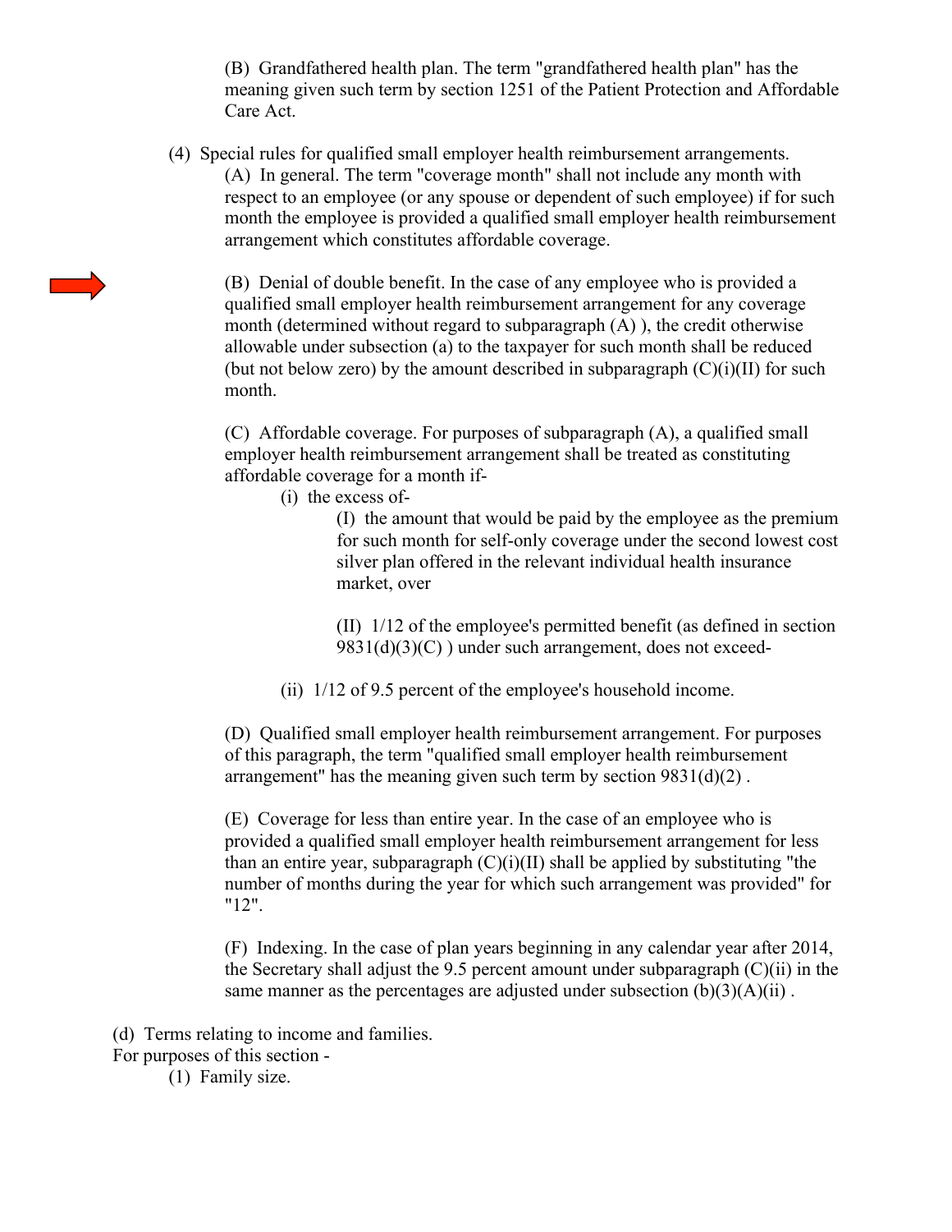(B) Grandfathered health plan. The term "grandfathered health plan" has the meaning given such term by section 1251 of the Patient Protection and Affordable Care Act.

(4) Special rules for qualified small employer health reimbursement arrangements.

(A) In general. The term "coverage month" shall not include any month with respect to an employee (or any spouse or dependent of such employee) if for such month the employee is provided a qualified small employer health reimbursement arrangement which constitutes affordable coverage.

(B) Denial of double benefit. In the case of any employee who is provided a qualified small employer health reimbursement arrangement for any coverage month (determined without regard to subparagraph (A) ), the credit otherwise allowable under subsection (a) to the taxpayer for such month shall be reduced (but not below zero) by the amount described in subparagraph (C)(i)(II) for such month.

(C) Affordable coverage. For purposes of subparagraph (A), a qualified small employer health reimbursement arrangement shall be treated as constituting affordable coverage for a month if-

(i) the excess of-

(I) the amount that would be paid by the employee as the premium for such month for self-only coverage under the second lowest cost silver plan offered in the relevant individual health insurance market, over

(II) 1/12 of the employee's permitted benefit (as defined in section 9831(d)(3)(C) ) under such arrangement, does not exceed-

(ii) 1/12 of 9.5 percent of the employee's household income.

(D) Qualified small employer health reimbursement arrangement. For purposes of this paragraph, the term "qualified small employer health reimbursement arrangement" has the meaning given such term by section 9831(d)(2) .

(E) Coverage for less than entire year. In the case of an employee who is provided a qualified small employer health reimbursement arrangement for less than an entire year, subparagraph (C)(i)(II) shall be applied by substituting "the number of months during the year for which such arrangement was provided" for "12".

(F) Indexing. In the case of plan years beginning in any calendar year after 2014, the Secretary shall adjust the 9.5 percent amount under subparagraph (C)(ii) in the same manner as the percentages are adjusted under subsection (b)(3)(A)(ii) .

(d) Terms relating to income and families.

For purposes of this section -

(1) Family size.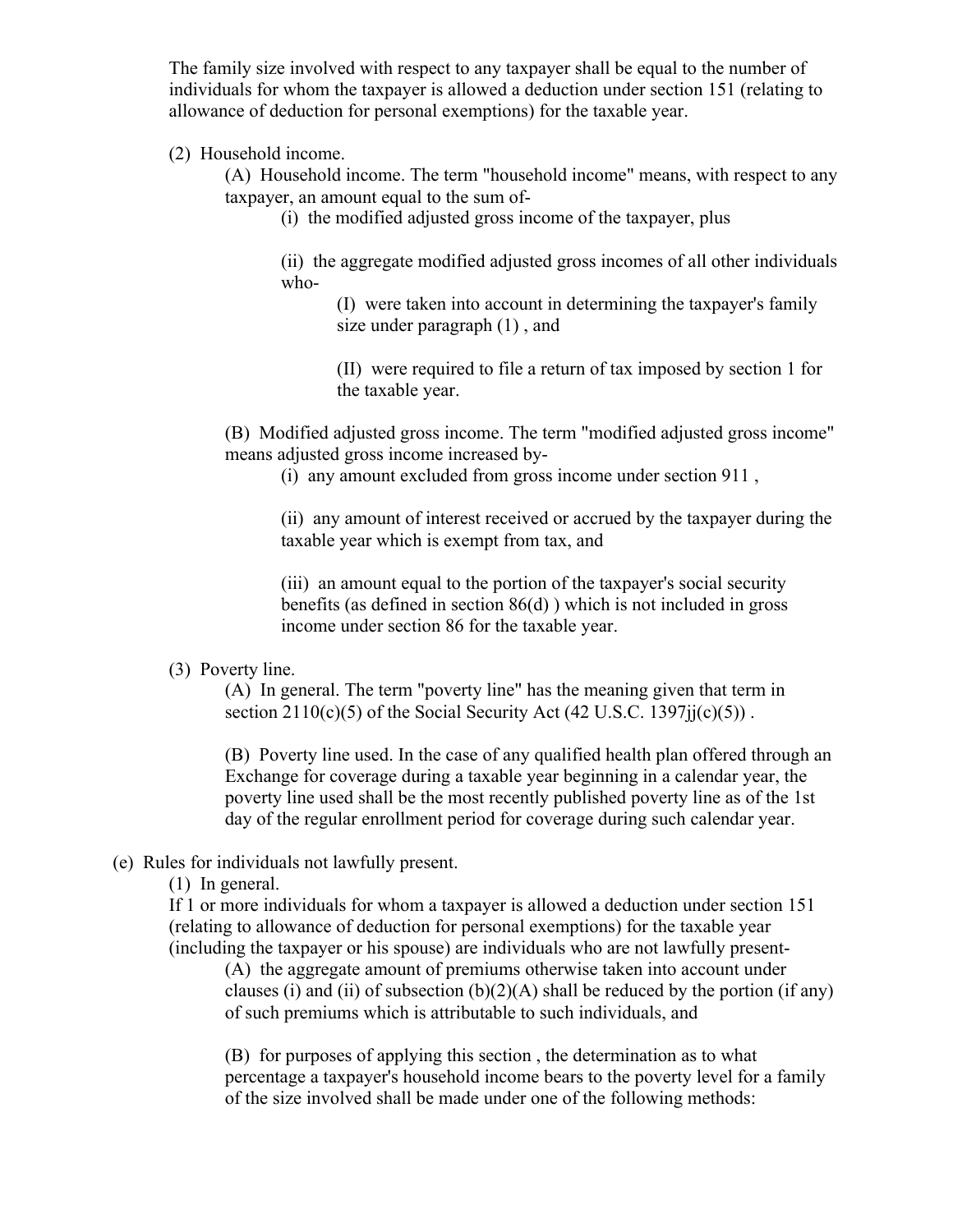The family size involved with respect to any taxpayer shall be equal to the number of individuals for whom the taxpayer is allowed a deduction under section 151 (relating to allowance of deduction for personal exemptions) for the taxable year.

(2) Household income.

(A) Household income. The term "household income" means, with respect to any taxpayer, an amount equal to the sum of-

(i) the modified adjusted gross income of the taxpayer, plus

(ii) the aggregate modified adjusted gross incomes of all other individuals who-

(I) were taken into account in determining the taxpayer's family size under paragraph (1) , and

(II) were required to file a return of tax imposed by section 1 for the taxable year.

(B) Modified adjusted gross income. The term "modified adjusted gross income" means adjusted gross income increased by-

(i) any amount excluded from gross income under section 911 ,

(ii) any amount of interest received or accrued by the taxpayer during the taxable year which is exempt from tax, and

(iii) an amount equal to the portion of the taxpayer's social security benefits (as defined in section 86(d) ) which is not included in gross income under section 86 for the taxable year.

(3) Poverty line.

(A) In general. The term "poverty line" has the meaning given that term in section 2110(c)(5) of the Social Security Act (42 U.S.C. 1397jj(c)(5)) .

(B) Poverty line used. In the case of any qualified health plan offered through an Exchange for coverage during a taxable year beginning in a calendar year, the poverty line used shall be the most recently published poverty line as of the 1st day of the regular enrollment period for coverage during such calendar year.

(e) Rules for individuals not lawfully present.

(1) In general.

If 1 or more individuals for whom a taxpayer is allowed a deduction under section 151 (relating to allowance of deduction for personal exemptions) for the taxable year (including the taxpayer or his spouse) are individuals who are not lawfully present-

(A) the aggregate amount of premiums otherwise taken into account under clauses (i) and (ii) of subsection (b)(2)(A) shall be reduced by the portion (if any) of such premiums which is attributable to such individuals, and

(B) for purposes of applying this section , the determination as to what percentage a taxpayer's household income bears to the poverty level for a family of the size involved shall be made under one of the following methods: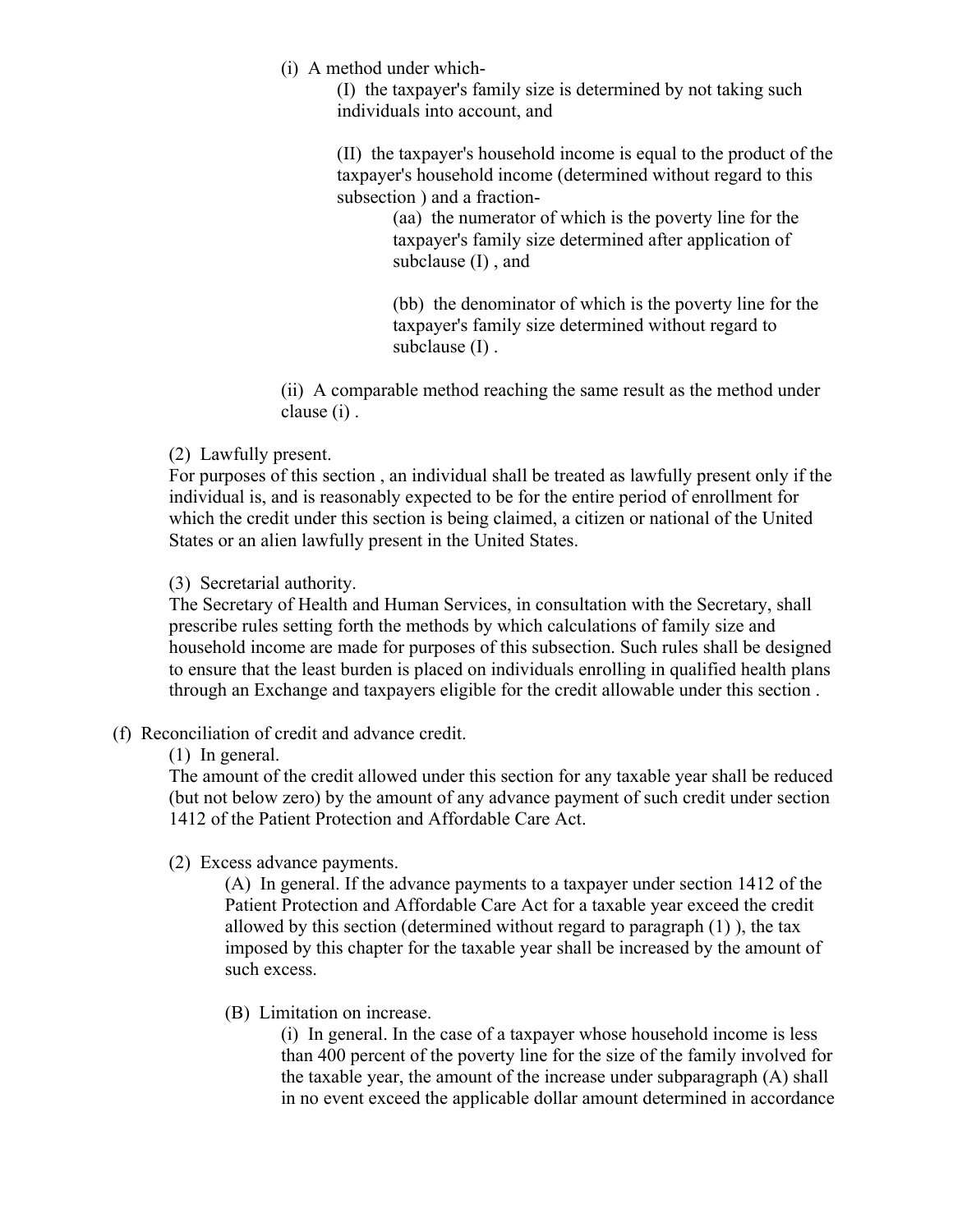(i) A method under which-

(I) the taxpayer's family size is determined by not taking such individuals into account, and

(II) the taxpayer's household income is equal to the product of the taxpayer's household income (determined without regard to this subsection ) and a fraction-

(aa) the numerator of which is the poverty line for the taxpayer's family size determined after application of subclause (I) , and

(bb) the denominator of which is the poverty line for the taxpayer's family size determined without regard to subclause (I) .

(ii) A comparable method reaching the same result as the method under clause (i) .

(2) Lawfully present.

For purposes of this section , an individual shall be treated as lawfully present only if the individual is, and is reasonably expected to be for the entire period of enrollment for which the credit under this section is being claimed, a citizen or national of the United States or an alien lawfully present in the United States.

(3) Secretarial authority.

The Secretary of Health and Human Services, in consultation with the Secretary, shall prescribe rules setting forth the methods by which calculations of family size and household income are made for purposes of this subsection. Such rules shall be designed to ensure that the least burden is placed on individuals enrolling in qualified health plans through an Exchange and taxpayers eligible for the credit allowable under this section .

(f) Reconciliation of credit and advance credit.

(1) In general.

The amount of the credit allowed under this section for any taxable year shall be reduced (but not below zero) by the amount of any advance payment of such credit under section 1412 of the Patient Protection and Affordable Care Act.

(2) Excess advance payments.

(A) In general. If the advance payments to a taxpayer under section 1412 of the Patient Protection and Affordable Care Act for a taxable year exceed the credit allowed by this section (determined without regard to paragraph (1) ), the tax imposed by this chapter for the taxable year shall be increased by the amount of such excess.

(B) Limitation on increase.

(i) In general. In the case of a taxpayer whose household income is less than 400 percent of the poverty line for the size of the family involved for the taxable year, the amount of the increase under subparagraph (A) shall in no event exceed the applicable dollar amount determined in accordance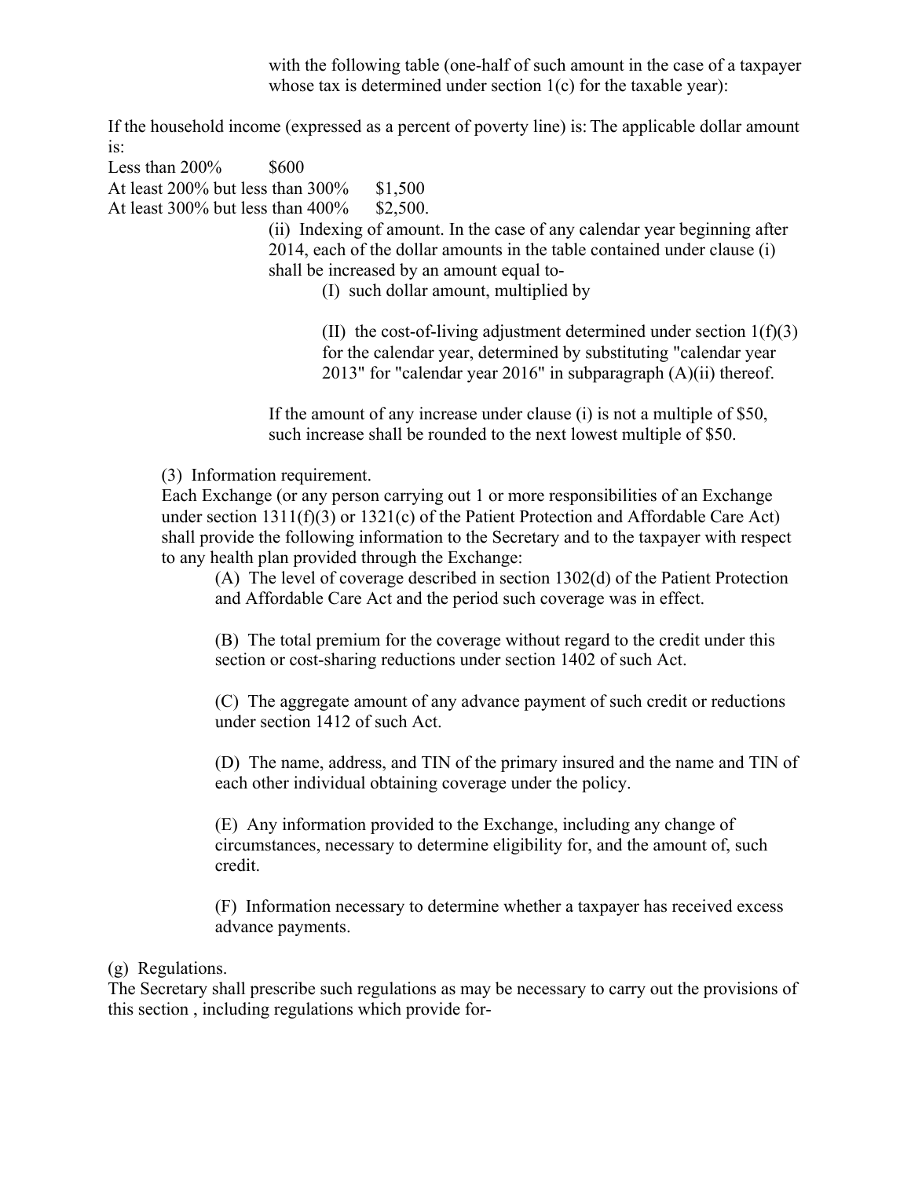with the following table (one-half of such amount in the case of a taxpayer whose tax is determined under section 1(c) for the taxable year):

| If the household income (expressed as a percent of poverty line) is: | The applicable dollar amount is: |
|---|---|
| Less than 200% | $600 |
| At least 200% but less than 300% | $1,500 |
| At least 300% but less than 400% | $2,500. |

(ii) Indexing of amount. In the case of any calendar year beginning after 2014, each of the dollar amounts in the table contained under clause (i) shall be increased by an amount equal to-

(I) such dollar amount, multiplied by

(II) the cost-of-living adjustment determined under section 1(f)(3) for the calendar year, determined by substituting "calendar year 2013" for "calendar year 2016" in subparagraph (A)(ii) thereof.

If the amount of any increase under clause (i) is not a multiple of $50, such increase shall be rounded to the next lowest multiple of $50.

(3) Information requirement.

Each Exchange (or any person carrying out 1 or more responsibilities of an Exchange under section 1311(f)(3) or 1321(c) of the Patient Protection and Affordable Care Act) shall provide the following information to the Secretary and to the taxpayer with respect to any health plan provided through the Exchange:

(A) The level of coverage described in section 1302(d) of the Patient Protection and Affordable Care Act and the period such coverage was in effect.

(B) The total premium for the coverage without regard to the credit under this section or cost-sharing reductions under section 1402 of such Act.

(C) The aggregate amount of any advance payment of such credit or reductions under section 1412 of such Act.

(D) The name, address, and TIN of the primary insured and the name and TIN of each other individual obtaining coverage under the policy.

(E) Any information provided to the Exchange, including any change of circumstances, necessary to determine eligibility for, and the amount of, such credit.

(F) Information necessary to determine whether a taxpayer has received excess advance payments.

(g) Regulations.

The Secretary shall prescribe such regulations as may be necessary to carry out the provisions of this section , including regulations which provide for-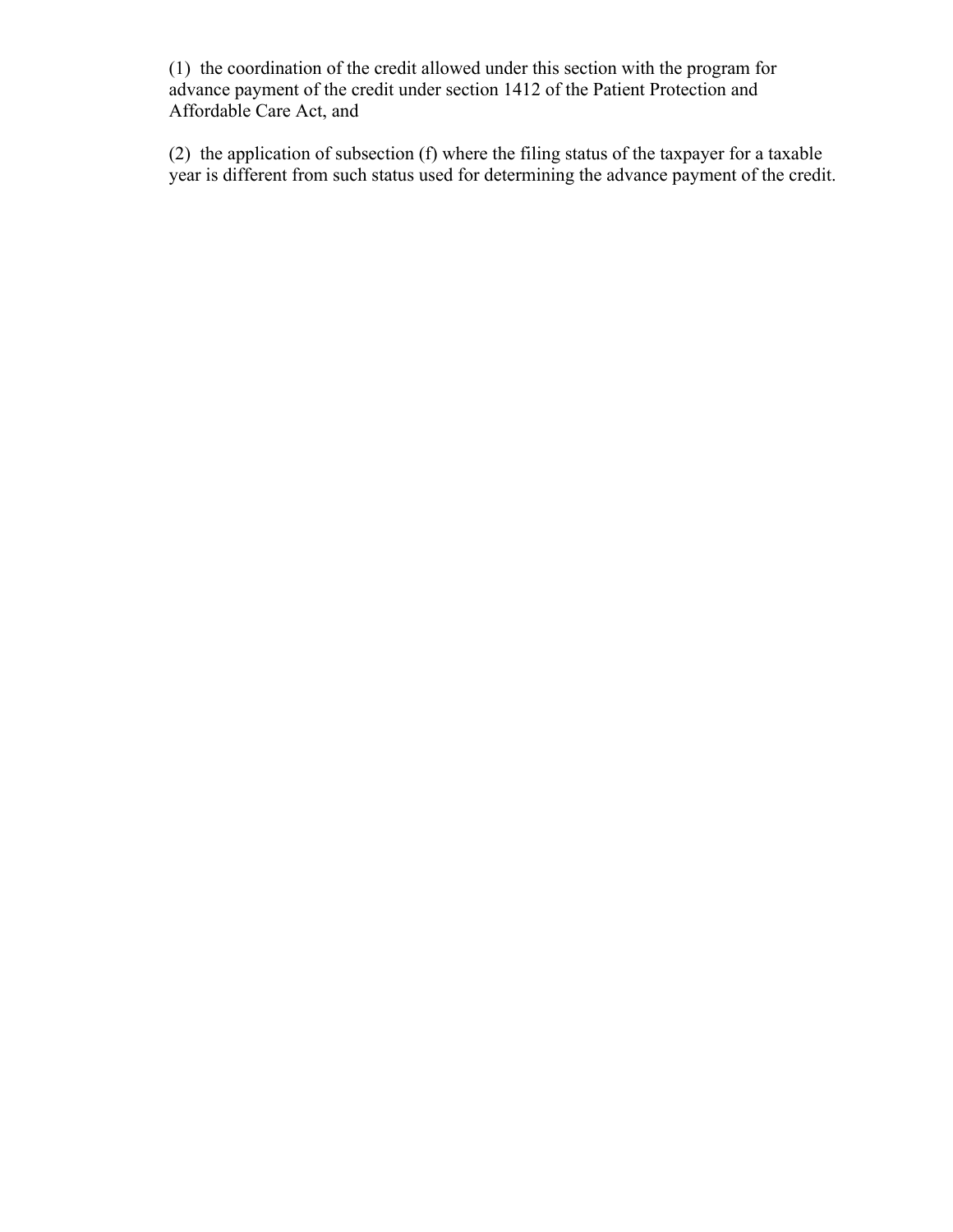(1) the coordination of the credit allowed under this section with the program for advance payment of the credit under section 1412 of the Patient Protection and Affordable Care Act, and

(2) the application of subsection (f) where the filing status of the taxpayer for a taxable year is different from such status used for determining the advance payment of the credit.